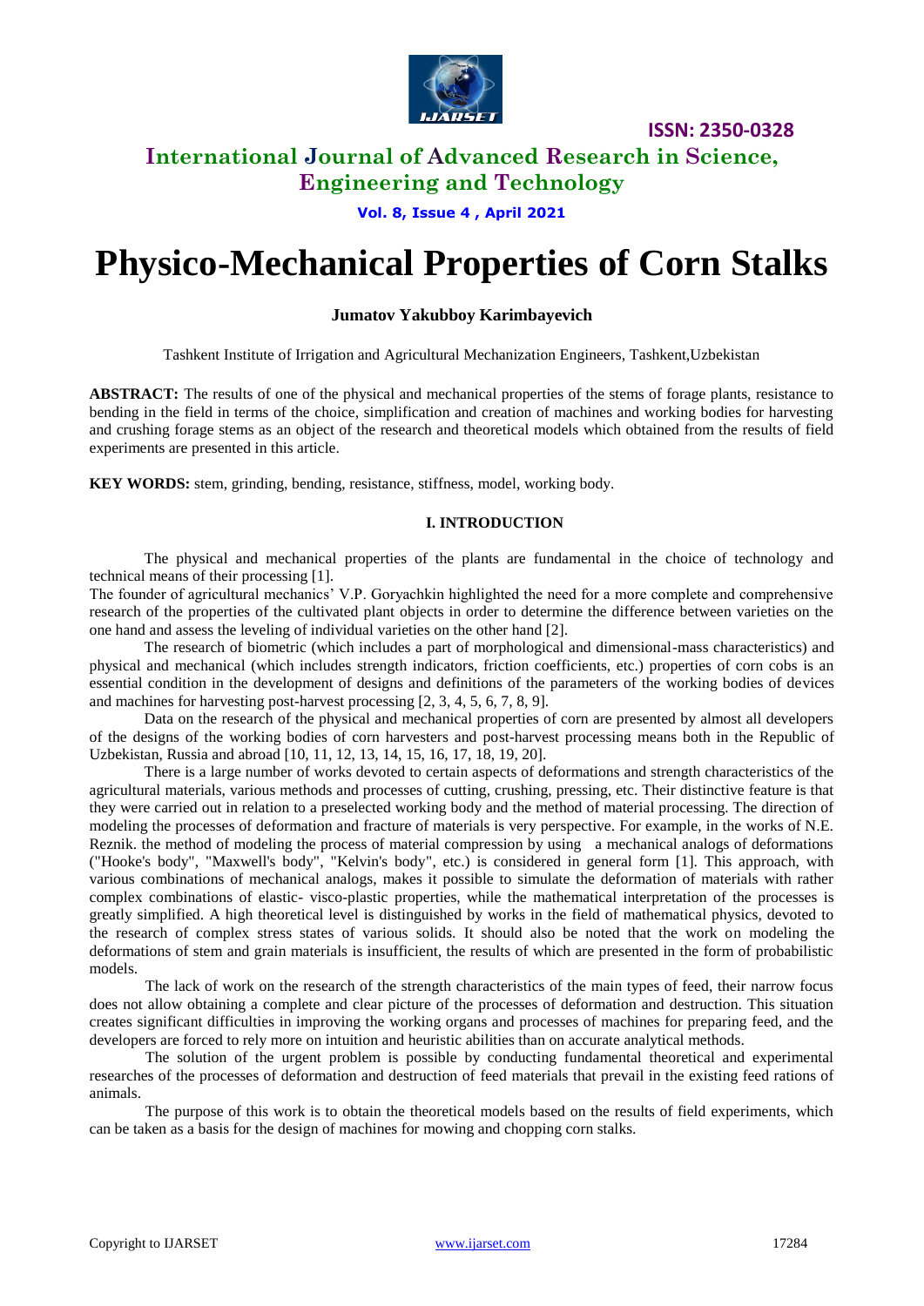# Physico-Mechanical Properties of Corn Stalks

**Jumatov Yakubboy Karimbayevich**

Tashkent Institute of Irrigation and Agricultural Mechanization Engineers, Tashkent,Uzbekistan

**ABSTRACT:** The results of one of the physical and mechanical properties of the stems of forage plants, resistance to bending in the field in terms of the choice, simplification and creation of machines and working bodies for harvesting and crushing forage stems as an object of the research and theoretical models which obtained from the results of field experiments are presented in this article.

**KEY WORDS:** stem, grinding, bending, resistance, stiffness, model, working body.

## I. INTRODUCTION

The physical and mechanical properties of the plants are fundamental in the choice of technology and technical means of their processing [1].

The founder of agricultural mechanics' V.P. Goryachkin highlighted the need for a more complete and comprehensive research of the properties of the cultivated plant objects in order to determine the difference between varieties on the one hand and assess the leveling of individual varieties on the other hand [2].

The research of biometric (which includes a part of morphological and dimensional-mass characteristics) and physical and mechanical (which includes strength indicators, friction coefficients, etc.) properties of corn cobs is an essential condition in the development of designs and definitions of the parameters of the working bodies of devices and machines for harvesting post-harvest processing [2, 3, 4, 5, 6, 7, 8, 9].

Data on the research of the physical and mechanical properties of corn are presented by almost all developers of the designs of the working bodies of corn harvesters and post-harvest processing means both in the Republic of Uzbekistan, Russia and abroad [10, 11, 12, 13, 14, 15, 16, 17, 18, 19, 20].

There is a large number of works devoted to certain aspects of deformations and strength characteristics of the agricultural materials, various methods and processes of cutting, crushing, pressing, etc. Their distinctive feature is that they were carried out in relation to a preselected working body and the method of material processing. The direction of modeling the processes of deformation and fracture of materials is very perspective. For example, in the works of N.E. Reznik. the method of modeling the process of material compression by using a mechanical analogs of deformations ("Hooke's body", "Maxwell's body", "Kelvin's body", etc.) is considered in general form [1]. This approach, with various combinations of mechanical analogs, makes it possible to simulate the deformation of materials with rather complex combinations of elastic- visco-plastic properties, while the mathematical interpretation of the processes is greatly simplified. A high theoretical level is distinguished by works in the field of mathematical physics, devoted to the research of complex stress states of various solids. It should also be noted that the work on modeling the deformations of stem and grain materials is insufficient, the results of which are presented in the form of probabilistic models.

The lack of work on the research of the strength characteristics of the main types of feed, their narrow focus does not allow obtaining a complete and clear picture of the processes of deformation and destruction. This situation creates significant difficulties in improving the working organs and processes of machines for preparing feed, and the developers are forced to rely more on intuition and heuristic abilities than on accurate analytical methods.

The solution of the urgent problem is possible by conducting fundamental theoretical and experimental researches of the processes of deformation and destruction of feed materials that prevail in the existing feed rations of animals.

The purpose of this work is to obtain the theoretical models based on the results of field experiments, which can be taken as a basis for the design of machines for mowing and chopping corn stalks.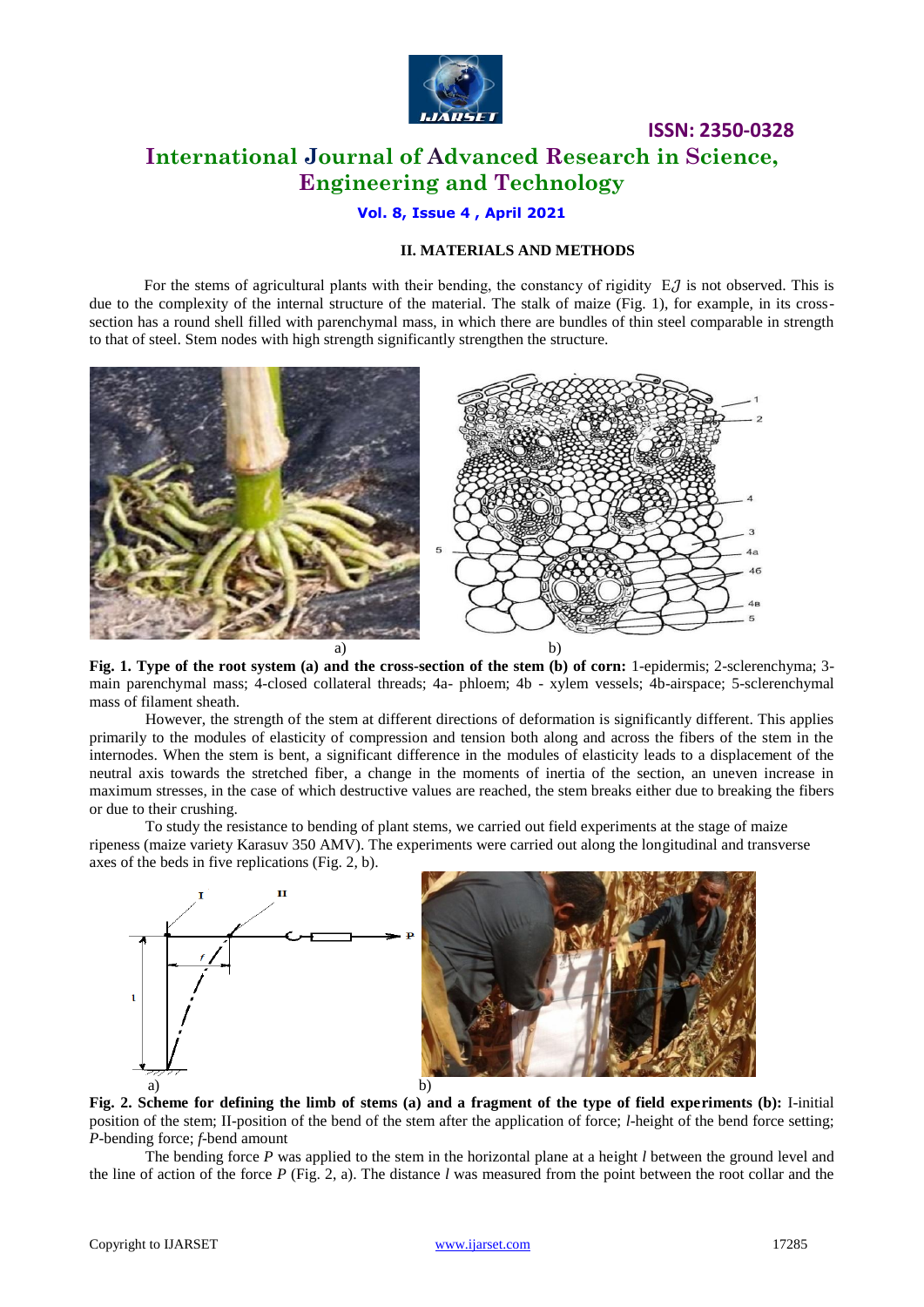## II. MATERIALS AND METHODS

For the stems of agricultural plants with their bending, the constancy of rigidity $EJ$ is not observed. This is due to the complexity of the internal structure of the material. The stalk of maize (Fig. 1), for example, in its cross-section has a round shell filled with parenchymal mass, in which there are bundles of thin steel comparable in strength to that of steel. Stem nodes with high strength significantly strengthen the structure.

**Fig. 1. Type of the root system (a) and the cross-section of the stem (b) of corn:** 1-epidermis; 2-sclerenchyma; 3-main parenchymal mass; 4-closed collateral threads; 4a- phloem; 4b - xylem vessels; 4b-airspace; 5-sclerenchymal mass of filament sheath.

However, the strength of the stem at different directions of deformation is significantly different. This applies primarily to the modules of elasticity of compression and tension both along and across the fibers of the stem in the internodes. When the stem is bent, a significant difference in the modules of elasticity leads to a displacement of the neutral axis towards the stretched fiber, a change in the moments of inertia of the section, an uneven increase in maximum stresses, in the case of which destructive values are reached, the stem breaks either due to breaking the fibers or due to their crushing.

To study the resistance to bending of plant stems, we carried out field experiments at the stage of maize ripeness (maize variety Karasuv 350 AMV). The experiments were carried out along the longitudinal and transverse axes of the beds in five replications (Fig. 2, b).

**Fig. 2. Scheme for defining the limb of stems (a) and a fragment of the type of field experiments (b):** I-initial position of the stem; II-position of the bend of the stem after the application of force; *l*-height of the bend force setting; *P*-bending force; *f*-bend amount

The bending force *P* was applied to the stem in the horizontal plane at a height *l* between the ground level and the line of action of the force *P* (Fig. 2, a). The distance *l* was measured from the point between the root collar and the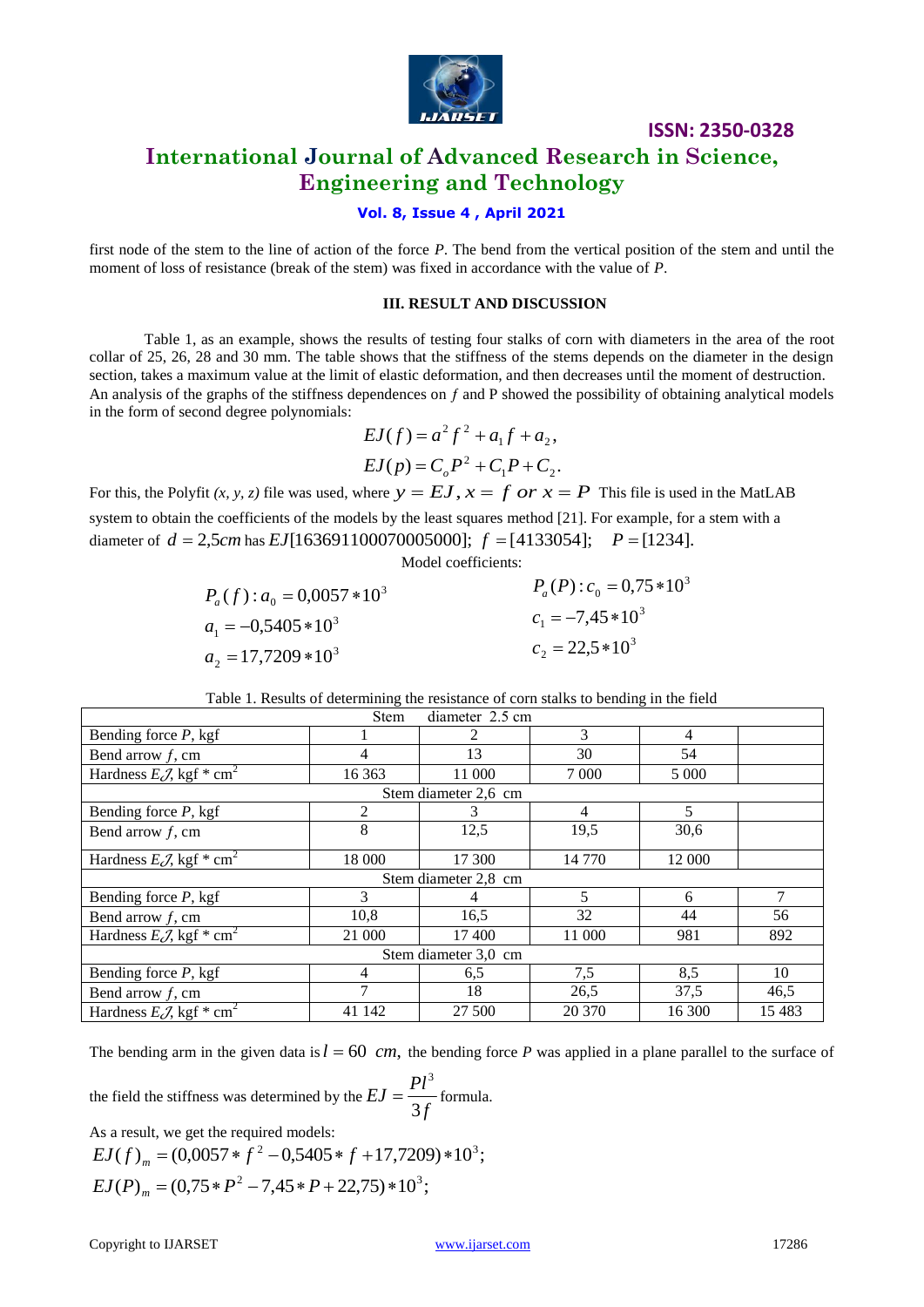first node of the stem to the line of action of the force *P*. The bend from the vertical position of the stem and until the moment of loss of resistance (break of the stem) was fixed in accordance with the value of *P*.

### III. RESULT AND DISCUSSION

Table 1, as an example, shows the results of testing four stalks of corn with diameters in the area of the root collar of 25, 26, 28 and 30 mm. The table shows that the stiffness of the stems depends on the diameter in the design section, takes a maximum value at the limit of elastic deformation, and then decreases until the moment of destruction. An analysis of the graphs of the stiffness dependences on *f* and P showed the possibility of obtaining analytical models in the form of second degree polynomials:

$$EJ(f) = a^2 f^2 + a_1 f + a_2,$$

$$EJ(p) = C_o P^2 + C_1 P + C_2.$$

For this, the Polyfit *(x, y, z)* file was used, where $y = EJ, x = f \; or \; x = P$ This file is used in the MatLAB system to obtain the coefficients of the models by the least squares method [21]. For example, for a stem with a diameter of $d = 2{,}5cm$ has $EJ[163691100070005000]$; $f = [4133054]$; $P = [1234]$.

Model coefficients:

$P_a(f): a_0 = 0{,}0057 * 10^3$

$a_1 = -0{,}5405 * 10^3$

$a_2 = 17{,}7209 * 10^3$

$P_a(P): c_0 = 0{,}75 * 10^3$

$c_1 = -7{,}45 * 10^3$

$c_2 = 22{,}5 * 10^3$

Table 1. Results of determining the resistance of corn stalks to bending in the field

| Stem diameter 2.5 cm | | | | | |
|---|---|---|---|---|---|
| Bending force *P*, kgf | 1 | 2 | 3 | 4 | |
| Bend arrow *f*, cm | 4 | 13 | 30 | 54 | |
| Hardness *EJ*, kgf * cm$^2$ | 16 363 | 11 000 | 7 000 | 5 000 | |
| Stem diameter 2,6 cm | | | | | |
| Bending force *P*, kgf | 2 | 3 | 4 | 5 | |
| Bend arrow *f*, cm | 8 | 12,5 | 19,5 | 30,6 | |
| Hardness *EJ*, kgf * cm$^2$ | 18 000 | 17 300 | 14 770 | 12 000 | |
| Stem diameter 2,8 cm | | | | | |
| Bending force *P*, kgf | 3 | 4 | 5 | 6 | 7 |
| Bend arrow *f*, cm | 10,8 | 16,5 | 32 | 44 | 56 |
| Hardness *EJ*, kgf * cm$^2$ | 21 000 | 17 400 | 11 000 | 981 | 892 |
| Stem diameter 3,0 cm | | | | | |
| Bending force *P*, kgf | 4 | 6,5 | 7,5 | 8,5 | 10 |
| Bend arrow *f*, cm | 7 | 18 | 26,5 | 37,5 | 46,5 |
| Hardness *EJ*, kgf * cm$^2$ | 41 142 | 27 500 | 20 370 | 16 300 | 15 483 |

The bending arm in the given data is $l = 60 \;\; cm$, the bending force *P* was applied in a plane parallel to the surface of the field the stiffness was determined by the $EJ = \dfrac{Pl^3}{3f}$ formula.

As a result, we get the required models:

$$EJ(f)_m = (0{,}0057 * f^2 - 0{,}5405 * f + 17{,}7209) * 10^3;$$

$$EJ(P)_m = (0{,}75 * P^2 - 7{,}45 * P + 22{,}75) * 10^3;$$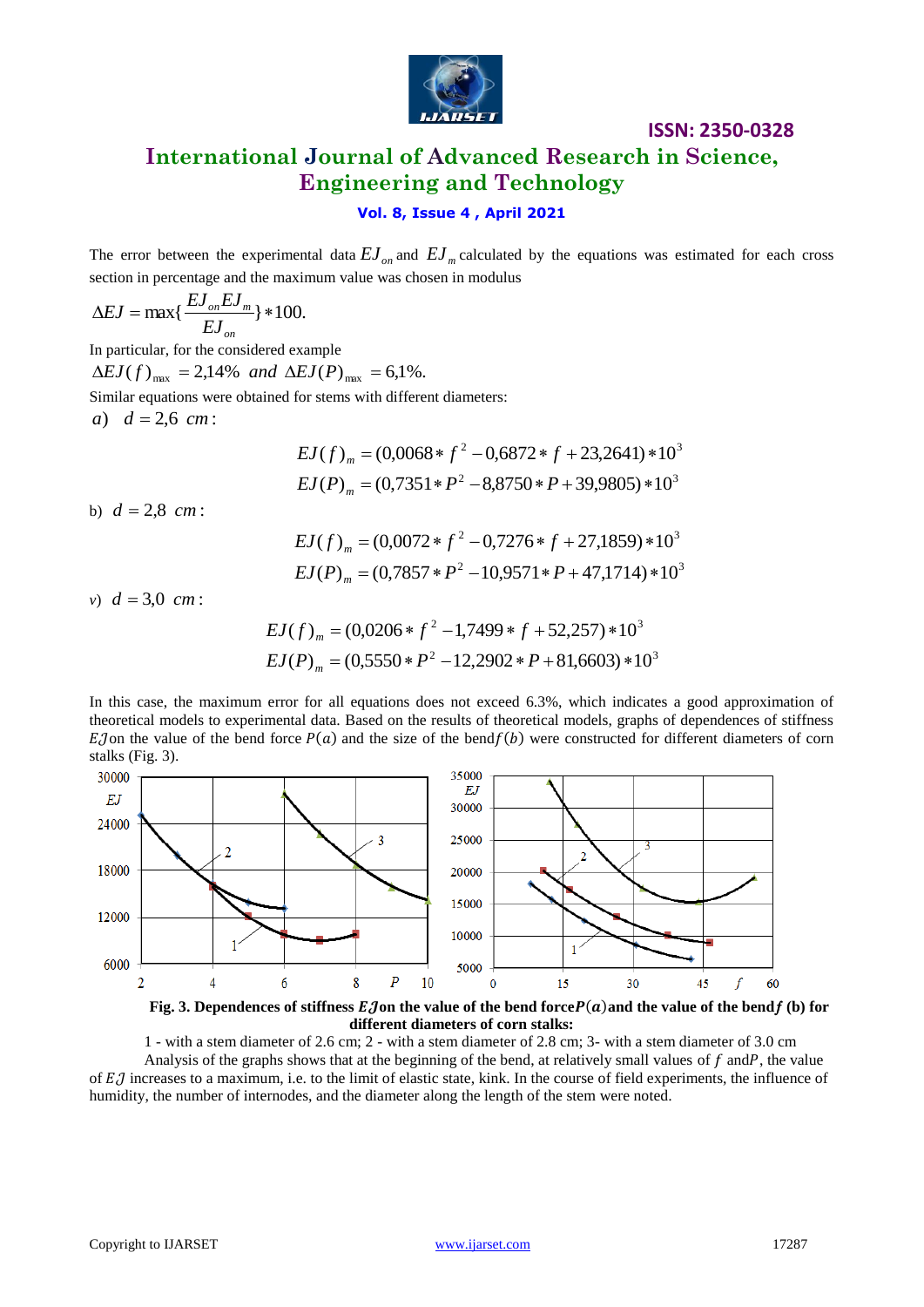The error between the experimental data $EJ_{on}$ and $EJ_m$ calculated by the equations was estimated for each cross section in percentage and the maximum value was chosen in modulus

$$\Delta EJ = \max\{\frac{EJ_{on}EJ_m}{EJ_{on}}\} * 100.$$

In particular, for the considered example

$\Delta EJ(f)_{\max} = 2{,}14\%$ *and* $\Delta EJ(P)_{\max} = 6{,}1\%.$

Similar equations were obtained for stems with different diameters:

*a*) $d = 2{,}6$ *cm*:

$$EJ(f)_m = (0{,}0068 * f^2 - 0{,}6872 * f + 23{,}2641) * 10^3$$
$$EJ(P)_m = (0{,}7351 * P^2 - 8{,}8750 * P + 39{,}9805) * 10^3$$

b) $d = 2{,}8$ *cm*:

$$EJ(f)_m = (0{,}0072 * f^2 - 0{,}7276 * f + 27{,}1859) * 10^3$$
$$EJ(P)_m = (0{,}7857 * P^2 - 10{,}9571 * P + 47{,}1714) * 10^3$$

*v*) $d = 3{,}0$ *cm*:

$$EJ(f)_m = (0{,}0206 * f^2 - 1{,}7499 * f + 52{,}257) * 10^3$$
$$EJ(P)_m = (0{,}5550 * P^2 - 12{,}2902 * P + 81{,}6603) * 10^3$$

In this case, the maximum error for all equations does not exceed 6.3%, which indicates a good approximation of theoretical models to experimental data. Based on the results of theoretical models, graphs of dependences of stiffness $EJ$ on the value of the bend force $P(a)$ and the size of the bend $f(b)$ were constructed for different diameters of corn stalks (Fig. 3).

**Fig. 3. Dependences of stiffness $EJ$ on the value of the bend force $P(a)$ and the value of the bend $f$ (b) for different diameters of corn stalks:**

1 - with a stem diameter of 2.6 cm; 2 - with a stem diameter of 2.8 cm; 3- with a stem diameter of 3.0 cm

Analysis of the graphs shows that at the beginning of the bend, at relatively small values of $f$ and $P$, the value of $EJ$ increases to a maximum, i.e. to the limit of elastic state, kink. In the course of field experiments, the influence of humidity, the number of internodes, and the diameter along the length of the stem were noted.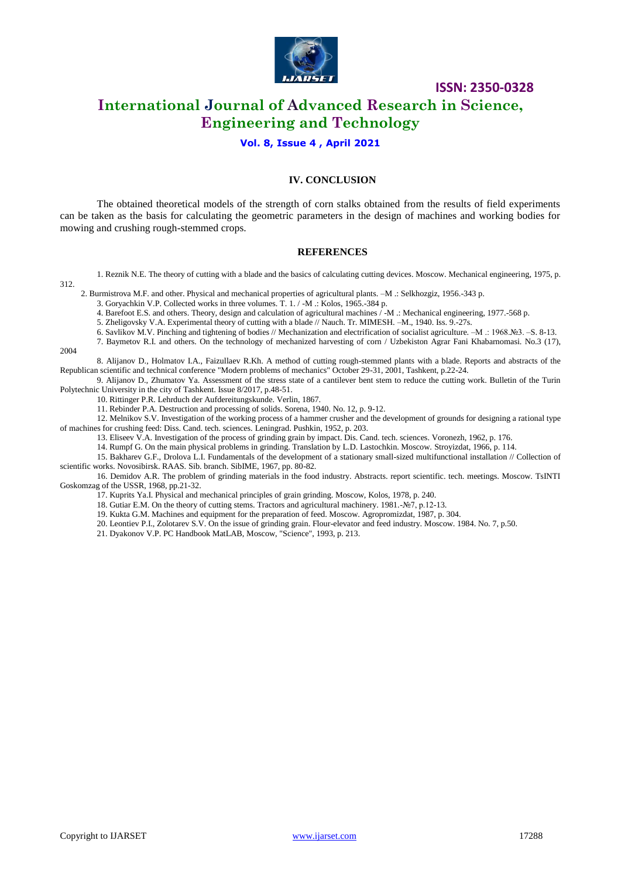## IV. CONCLUSION

The obtained theoretical models of the strength of corn stalks obtained from the results of field experiments can be taken as the basis for calculating the geometric parameters in the design of machines and working bodies for mowing and crushing rough-stemmed crops.

## REFERENCES

1. Reznik N.E. The theory of cutting with a blade and the basics of calculating cutting devices. Moscow. Mechanical engineering, 1975, p. 312.
2. Burmistrova M.F. and other. Physical and mechanical properties of agricultural plants. –M .: Selkhozgiz, 1956.-343 p.
3. Goryachkin V.P. Collected works in three volumes. T. 1. / -M .: Kolos, 1965.-384 p.
4. Barefoot E.S. and others. Theory, design and calculation of agricultural machines / -M .: Mechanical engineering, 1977.-568 p.
5. Zheligovsky V.A. Experimental theory of cutting with a blade // Nauch. Tr. MIMESH. –M., 1940. Iss. 9.-27s.
6. Savlikov M.V. Pinching and tightening of bodies // Mechanization and electrification of socialist agriculture. –M .: 1968.№3. –S. 8-13.
7. Baymetov R.I. and others. On the technology of mechanized harvesting of corn / Uzbekiston Agrar Fani Khabarnomasi. No.3 (17), 2004
8. Alijanov D., Holmatov I.A., Faizullaev R.Kh. A method of cutting rough-stemmed plants with a blade. Reports and abstracts of the Republican scientific and technical conference "Modern problems of mechanics" October 29-31, 2001, Tashkent, p.22-24.
9. Alijanov D., Zhumatov Ya. Assessment of the stress state of a cantilever bent stem to reduce the cutting work. Bulletin of the Turin Polytechnic University in the city of Tashkent. Issue 8/2017, p.48-51.
10. Rittinger P.R. Lehrduch der Aufdereitungskunde. Verlin, 1867.
11. Rebinder P.A. Destruction and processing of solids. Sorena, 1940. No. 12, p. 9-12.
12. Melnikov S.V. Investigation of the working process of a hammer crusher and the development of grounds for designing a rational type of machines for crushing feed: Diss. Cand. tech. sciences. Leningrad. Pushkin, 1952, p. 203.
13. Eliseev V.A. Investigation of the process of grinding grain by impact. Dis. Cand. tech. sciences. Voronezh, 1962, p. 176.
14. Rumpf G. On the main physical problems in grinding. Translation by L.D. Lastochkin. Moscow. Stroyizdat, 1966, p. 114.
15. Bakharev G.F., Drolova L.I. Fundamentals of the development of a stationary small-sized multifunctional installation // Collection of scientific works. Novosibirsk. RAAS. Sib. branch. SibIME, 1967, pp. 80-82.
16. Demidov A.R. The problem of grinding materials in the food industry. Abstracts. report scientific. tech. meetings. Moscow. TsINTI Goskomzag of the USSR, 1968, pp.21-32.
17. Kuprits Ya.I. Physical and mechanical principles of grain grinding. Moscow, Kolos, 1978, p. 240.
18. Gutiar E.M. On the theory of cutting stems. Tractors and agricultural machinery. 1981.-№7, p.12-13.
19. Kukta G.M. Machines and equipment for the preparation of feed. Moscow. Agropromizdat, 1987, p. 304.
20. Leontiev P.I., Zolotarev S.V. On the issue of grinding grain. Flour-elevator and feed industry. Moscow. 1984. No. 7, p.50.
21. Dyakonov V.P. PC Handbook MatLAB, Moscow, "Science", 1993, p. 213.